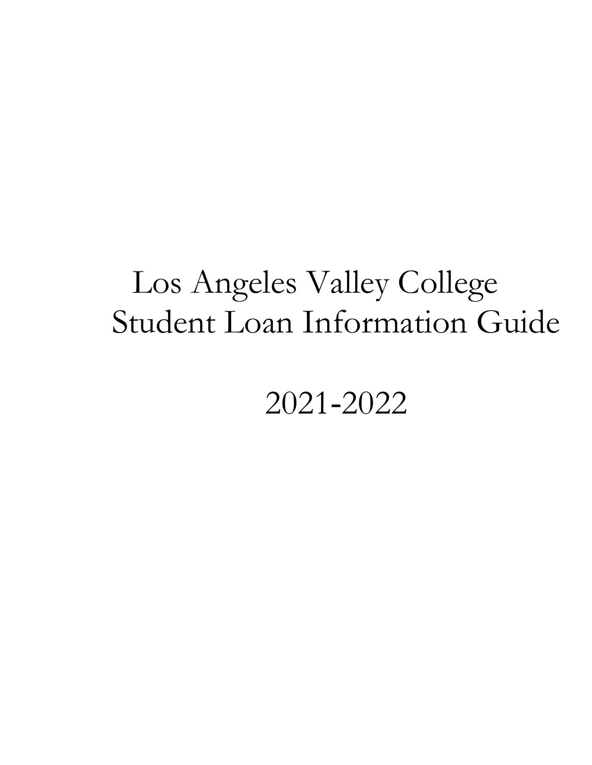# Los Angeles Valley College Student Loan Information Guide

# 2021-2022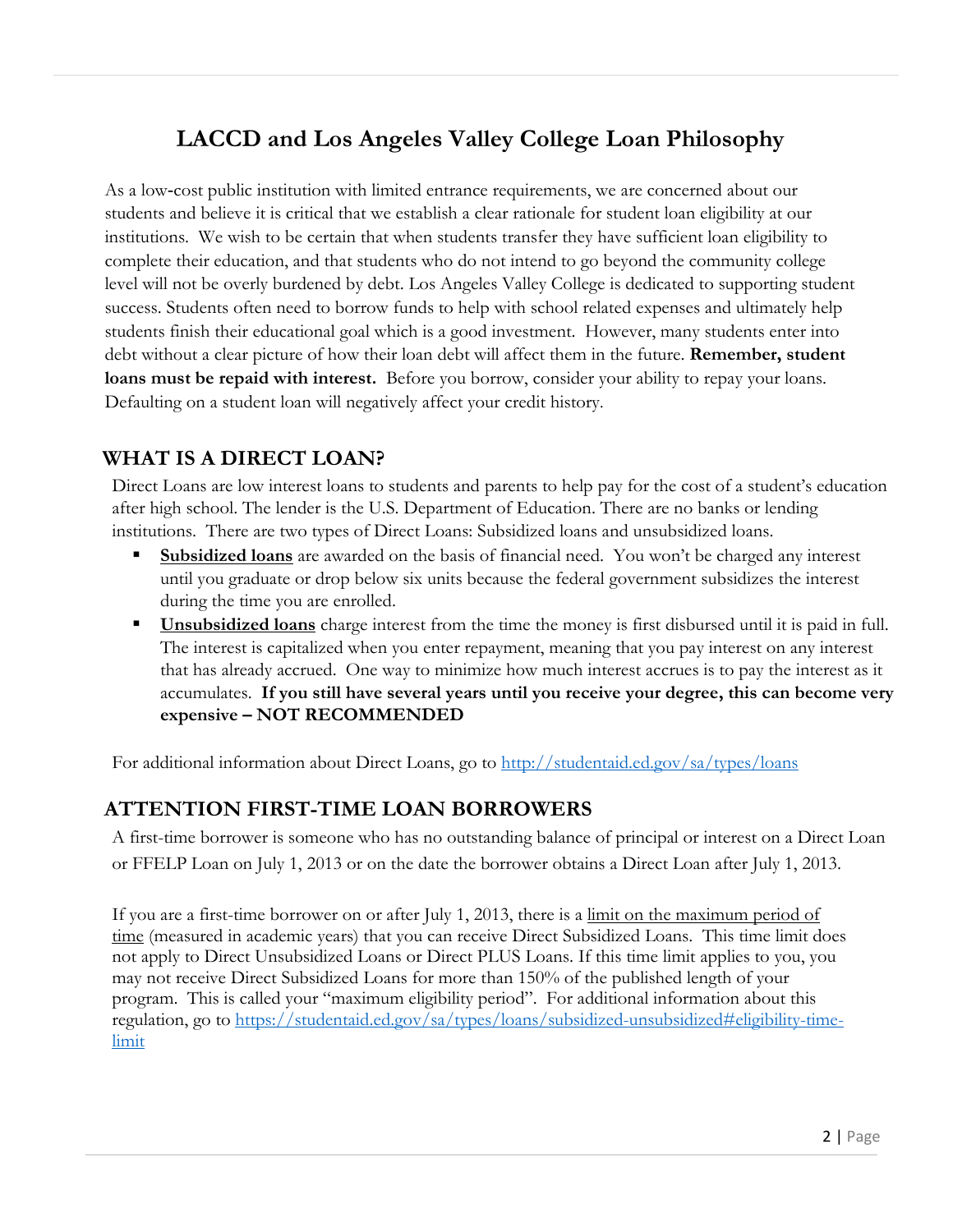# LACCD and Los Angeles Valley College Loan Philosophy

As a low-cost public institution with limited entrance requirements, we are concerned about our students and believe it is critical that we establish a clear rationale for student loan eligibility at our institutions. We wish to be certain that when students transfer they have sufficient loan eligibility to complete their education, and that students who do not intend to go beyond the community college level will not be overly burdened by debt. Los Angeles Valley College is dedicated to supporting student success. Students often need to borrow funds to help with school related expenses and ultimately help students finish their educational goal which is a good investment. However, many students enter into debt without a clear picture of how their loan debt will affect them in the future. **Remember, student loans must be repaid with interest.** Before you borrow, consider your ability to repay your loans. Defaulting on a student loan will negatively affect your credit history.

## WHAT IS A DIRECT LOAN?

Direct Loans are low interest loans to students and parents to help pay for the cost of a student's education after high school. The lender is the U.S. Department of Education. There are no banks or lending institutions. There are two types of Direct Loans: Subsidized loans and unsubsidized loans.

- **Subsidized loans** are awarded on the basis of financial need. You won't be charged any interest until you graduate or drop below six units because the federal government subsidizes the interest during the time you are enrolled.
- **Unsubsidized loans** charge interest from the time the money is first disbursed until it is paid in full. The interest is capitalized when you enter repayment, meaning that you pay interest on any interest that has already accrued. One way to minimize how much interest accrues is to pay the interest as it accumulates. **If you still have several years until you receive your degree, this can become very expensive – NOT RECOMMENDED**

For additional information about Direct Loans, go to http://studentaid.ed.gov/sa/types/loans

## ATTENTION FIRST-TIME LOAN BORROWERS

A first-time borrower is someone who has no outstanding balance of principal or interest on a Direct Loan or FFELP Loan on July 1, 2013 or on the date the borrower obtains a Direct Loan after July 1, 2013.

If you are a first-time borrower on or after July 1, 2013, there is a limit on the maximum period of time (measured in academic years) that you can receive Direct Subsidized Loans. This time limit does not apply to Direct Unsubsidized Loans or Direct PLUS Loans. If this time limit applies to you, you may not receive Direct Subsidized Loans for more than 150% of the published length of your program. This is called your "maximum eligibility period". For additional information about this regulation, go to https://studentaid.ed.gov/sa/types/loans/subsidized-unsubsidized#eligibility-time-limit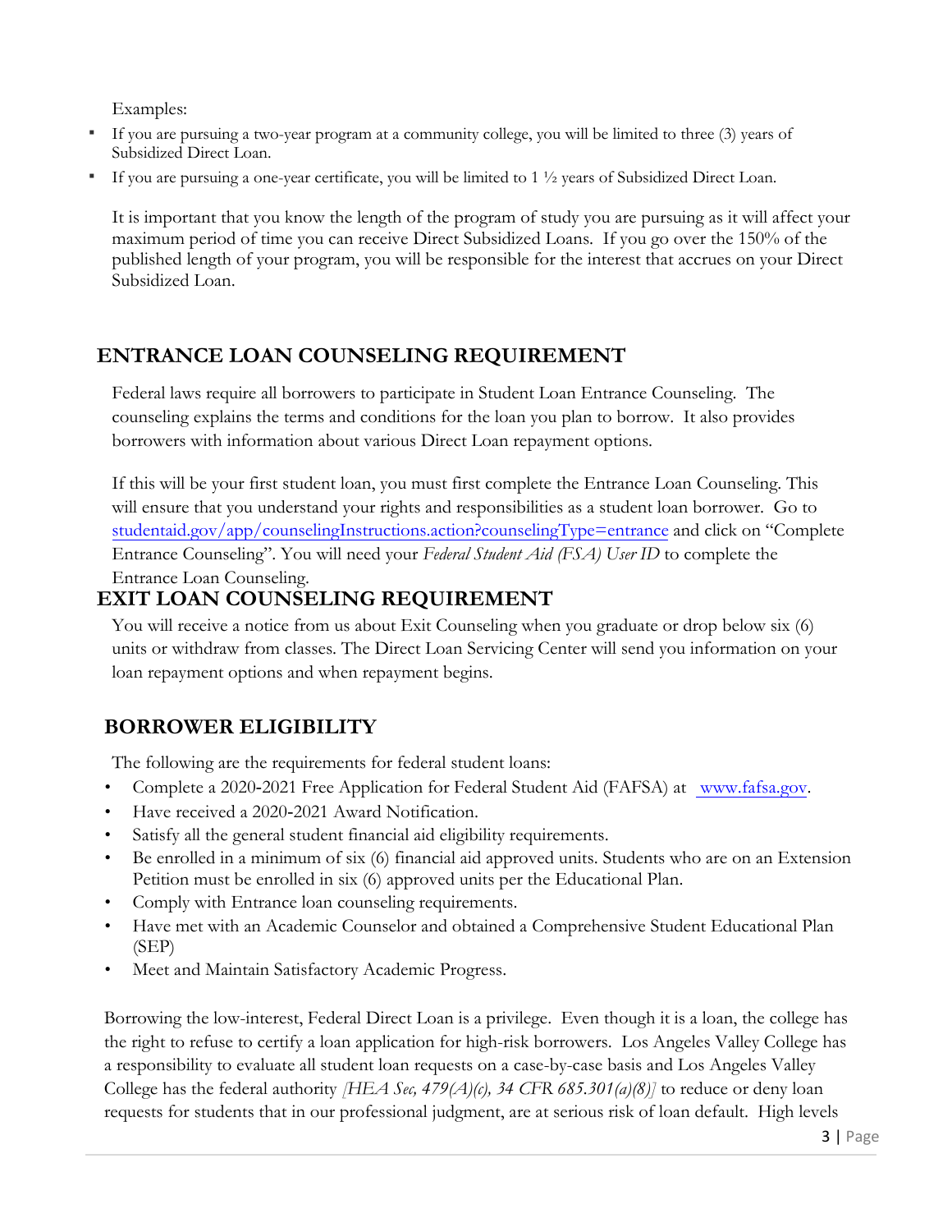Examples:

- If you are pursuing a two-year program at a community college, you will be limited to three (3) years of Subsidized Direct Loan.
- If you are pursuing a one-year certificate, you will be limited to 1 ½ years of Subsidized Direct Loan.

It is important that you know the length of the program of study you are pursuing as it will affect your maximum period of time you can receive Direct Subsidized Loans. If you go over the 150% of the published length of your program, you will be responsible for the interest that accrues on your Direct Subsidized Loan.

## ENTRANCE LOAN COUNSELING REQUIREMENT

Federal laws require all borrowers to participate in Student Loan Entrance Counseling. The counseling explains the terms and conditions for the loan you plan to borrow. It also provides borrowers with information about various Direct Loan repayment options.

If this will be your first student loan, you must first complete the Entrance Loan Counseling. This will ensure that you understand your rights and responsibilities as a student loan borrower. Go to [studentaid.gov/app/counselingInstructions.action?counselingType=entrance](https://studentaid.gov/app/counselingInstructions.action?counselingType=entrance) and click on "Complete Entrance Counseling". You will need your *Federal Student Aid (FSA) User ID* to complete the Entrance Loan Counseling.

## EXIT LOAN COUNSELING REQUIREMENT

You will receive a notice from us about Exit Counseling when you graduate or drop below six (6) units or withdraw from classes. The Direct Loan Servicing Center will send you information on your loan repayment options and when repayment begins.

## BORROWER ELIGIBILITY

The following are the requirements for federal student loans:

- Complete a 2020-2021 Free Application for Federal Student Aid (FAFSA) at [www.fafsa.gov](http://www.fafsa.gov).
- Have received a 2020-2021 Award Notification.
- Satisfy all the general student financial aid eligibility requirements.
- Be enrolled in a minimum of six (6) financial aid approved units. Students who are on an Extension Petition must be enrolled in six (6) approved units per the Educational Plan.
- Comply with Entrance loan counseling requirements.
- Have met with an Academic Counselor and obtained a Comprehensive Student Educational Plan (SEP)
- Meet and Maintain Satisfactory Academic Progress.

Borrowing the low-interest, Federal Direct Loan is a privilege. Even though it is a loan, the college has the right to refuse to certify a loan application for high-risk borrowers. Los Angeles Valley College has a responsibility to evaluate all student loan requests on a case-by-case basis and Los Angeles Valley College has the federal authority *[HEA Sec, 479(A)(c), 34 CFR 685.301(a)(8)]* to reduce or deny loan requests for students that in our professional judgment, are at serious risk of loan default. High levels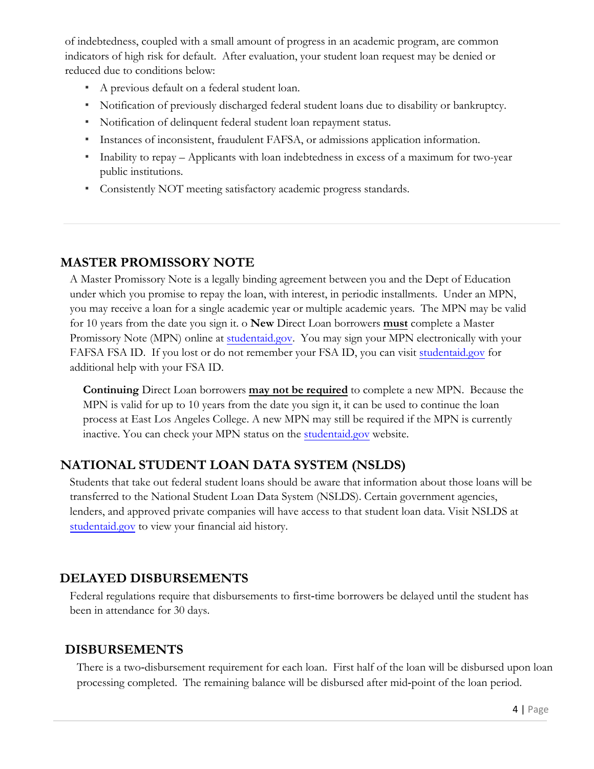of indebtedness, coupled with a small amount of progress in an academic program, are common indicators of high risk for default. After evaluation, your student loan request may be denied or reduced due to conditions below:

- A previous default on a federal student loan.
- Notification of previously discharged federal student loans due to disability or bankruptcy.
- Notification of delinquent federal student loan repayment status.
- Instances of inconsistent, fraudulent FAFSA, or admissions application information.
- Inability to repay – Applicants with loan indebtedness in excess of a maximum for two-year public institutions.
- Consistently NOT meeting satisfactory academic progress standards.

## MASTER PROMISSORY NOTE

A Master Promissory Note is a legally binding agreement between you and the Dept of Education under which you promise to repay the loan, with interest, in periodic installments. Under an MPN, you may receive a loan for a single academic year or multiple academic years. The MPN may be valid for 10 years from the date you sign it. o **New** Direct Loan borrowers **must** complete a Master Promissory Note (MPN) online at studentaid.gov. You may sign your MPN electronically with your FAFSA FSA ID. If you lost or do not remember your FSA ID, you can visit studentaid.gov for additional help with your FSA ID.

**Continuing** Direct Loan borrowers **may not be required** to complete a new MPN. Because the MPN is valid for up to 10 years from the date you sign it, it can be used to continue the loan process at East Los Angeles College. A new MPN may still be required if the MPN is currently inactive. You can check your MPN status on the studentaid.gov website.

## NATIONAL STUDENT LOAN DATA SYSTEM (NSLDS)

Students that take out federal student loans should be aware that information about those loans will be transferred to the National Student Loan Data System (NSLDS). Certain government agencies, lenders, and approved private companies will have access to that student loan data. Visit NSLDS at studentaid.gov to view your financial aid history.

## DELAYED DISBURSEMENTS

Federal regulations require that disbursements to first-time borrowers be delayed until the student has been in attendance for 30 days.

## DISBURSEMENTS

There is a two-disbursement requirement for each loan. First half of the loan will be disbursed upon loan processing completed. The remaining balance will be disbursed after mid-point of the loan period.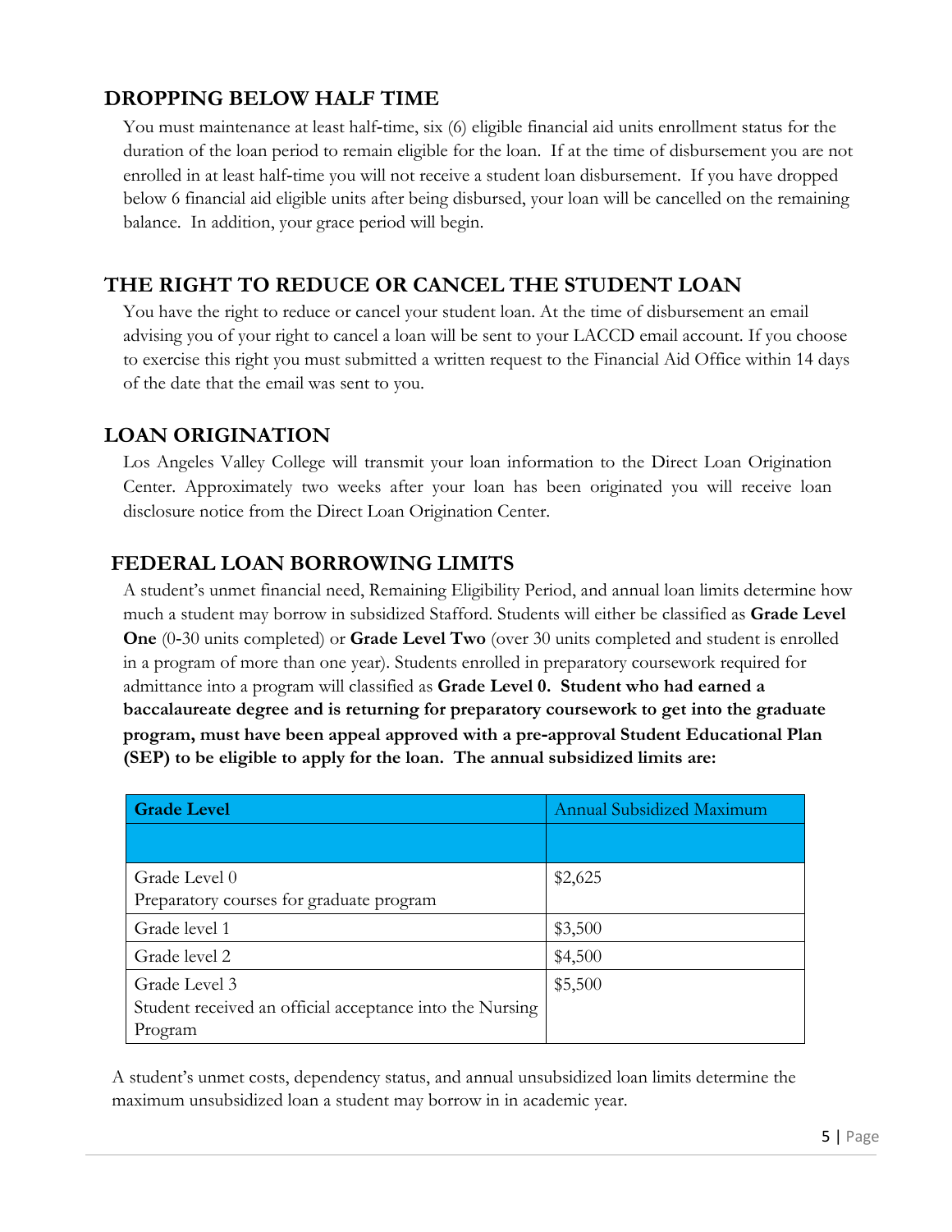## DROPPING BELOW HALF TIME

You must maintenance at least half-time, six (6) eligible financial aid units enrollment status for the duration of the loan period to remain eligible for the loan. If at the time of disbursement you are not enrolled in at least half-time you will not receive a student loan disbursement. If you have dropped below 6 financial aid eligible units after being disbursed, your loan will be cancelled on the remaining balance. In addition, your grace period will begin.

## THE RIGHT TO REDUCE OR CANCEL THE STUDENT LOAN

You have the right to reduce or cancel your student loan. At the time of disbursement an email advising you of your right to cancel a loan will be sent to your LACCD email account. If you choose to exercise this right you must submitted a written request to the Financial Aid Office within 14 days of the date that the email was sent to you.

## LOAN ORIGINATION

Los Angeles Valley College will transmit your loan information to the Direct Loan Origination Center. Approximately two weeks after your loan has been originated you will receive loan disclosure notice from the Direct Loan Origination Center.

## FEDERAL LOAN BORROWING LIMITS

A student's unmet financial need, Remaining Eligibility Period, and annual loan limits determine how much a student may borrow in subsidized Stafford. Students will either be classified as **Grade Level One** (0-30 units completed) or **Grade Level Two** (over 30 units completed and student is enrolled in a program of more than one year). Students enrolled in preparatory coursework required for admittance into a program will classified as **Grade Level 0. Student who had earned a baccalaureate degree and is returning for preparatory coursework to get into the graduate program, must have been appeal approved with a pre-approval Student Educational Plan (SEP) to be eligible to apply for the loan. The annual subsidized limits are:**

| **Grade Level** | Annual Subsidized Maximum |
|---|---|
| | |
| Grade Level 0<br>Preparatory courses for graduate program | $2,625 |
| Grade level 1 | $3,500 |
| Grade level 2 | $4,500 |
| Grade Level 3<br>Student received an official acceptance into the Nursing Program | $5,500 |

A student's unmet costs, dependency status, and annual unsubsidized loan limits determine the maximum unsubsidized loan a student may borrow in in academic year.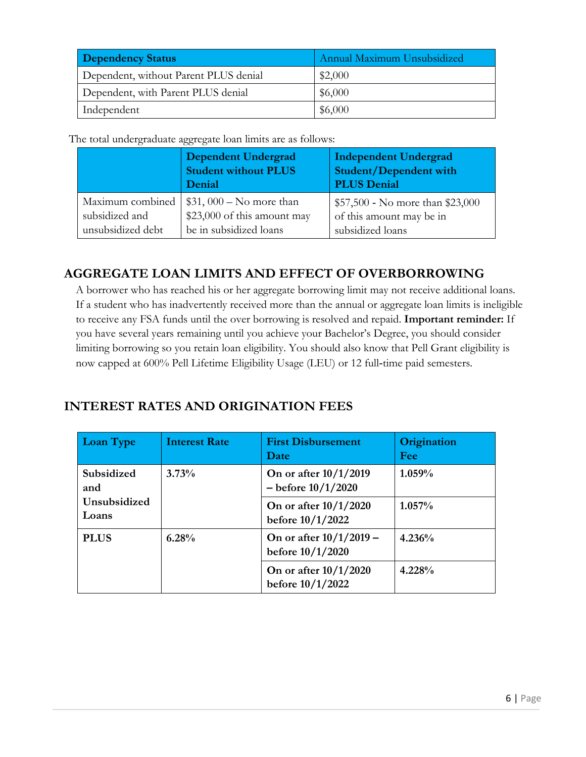| **Dependency Status** | Annual Maximum Unsubsidized |
|---|---|
| Dependent, without Parent PLUS denial | $2,000 |
| Dependent, with Parent PLUS denial | $6,000 |
| Independent | $6,000 |

The total undergraduate aggregate loan limits are as follows:

| | **Dependent Undergrad Student without PLUS Denial** | **Independent Undergrad Student/Dependent with PLUS Denial** |
|---|---|---|
| Maximum combined subsidized and unsubsidized debt | $31, 000 – No more than $23,000 of this amount may be in subsidized loans | $57,500 - No more than $23,000 of this amount may be in subsidized loans |

## AGGREGATE LOAN LIMITS AND EFFECT OF OVERBORROWING

A borrower who has reached his or her aggregate borrowing limit may not receive additional loans. If a student who has inadvertently received more than the annual or aggregate loan limits is ineligible to receive any FSA funds until the over borrowing is resolved and repaid. **Important reminder:** If you have several years remaining until you achieve your Bachelor's Degree, you should consider limiting borrowing so you retain loan eligibility. You should also know that Pell Grant eligibility is now capped at 600% Pell Lifetime Eligibility Usage (LEU) or 12 full-time paid semesters.

## INTEREST RATES AND ORIGINATION FEES

| **Loan Type** | **Interest Rate** | **First Disbursement Date** | **Origination Fee** |
|---|---|---|---|
| **Subsidized and Unsubsidized Loans** | **3.73%** | **On or after 10/1/2019 – before 10/1/2020** | **1.059%** |
| | | **On or after 10/1/2020 before 10/1/2022** | **1.057%** |
| **PLUS** | **6.28%** | **On or after 10/1/2019 – before 10/1/2020** | **4.236%** |
| | | **On or after 10/1/2020 before 10/1/2022** | **4.228%** |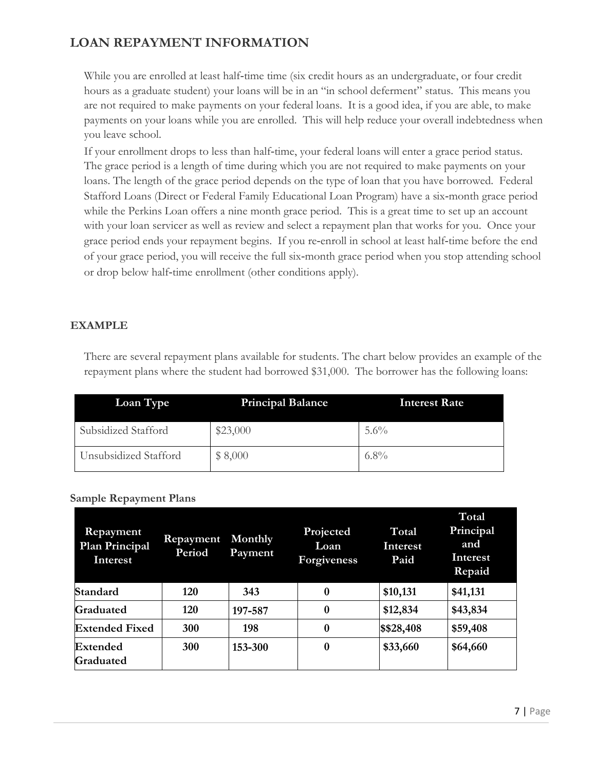## LOAN REPAYMENT INFORMATION

While you are enrolled at least half-time time (six credit hours as an undergraduate, or four credit hours as a graduate student) your loans will be in an "in school deferment" status. This means you are not required to make payments on your federal loans. It is a good idea, if you are able, to make payments on your loans while you are enrolled. This will help reduce your overall indebtedness when you leave school.

If your enrollment drops to less than half-time, your federal loans will enter a grace period status. The grace period is a length of time during which you are not required to make payments on your loans. The length of the grace period depends on the type of loan that you have borrowed. Federal Stafford Loans (Direct or Federal Family Educational Loan Program) have a six-month grace period while the Perkins Loan offers a nine month grace period. This is a great time to set up an account with your loan servicer as well as review and select a repayment plan that works for you. Once your grace period ends your repayment begins. If you re-enroll in school at least half-time before the end of your grace period, you will receive the full six-month grace period when you stop attending school or drop below half-time enrollment (other conditions apply).

### EXAMPLE

There are several repayment plans available for students. The chart below provides an example of the repayment plans where the student had borrowed $31,000. The borrower has the following loans:

| Loan Type | Principal Balance | Interest Rate |
|---|---|---|
| Subsidized Stafford | $23,000 | 5.6% |
| Unsubsidized Stafford | $ 8,000 | 6.8% |

**Sample Repayment Plans**

| Repayment Plan Principal Interest | Repayment Period | Monthly Payment | Projected Loan Forgiveness | Total Interest Paid | Total Principal and Interest Repaid |
|---|---|---|---|---|---|
| **Standard** | **120** | **343** | **0** | **$10,131** | **$41,131** |
| **Graduated** | **120** | **197-587** | **0** | **$12,834** | **$43,834** |
| **Extended Fixed** | **300** | **198** | **0** | **$$28,408** | **$59,408** |
| **Extended Graduated** | **300** | **153-300** | **0** | **$33,660** | **$64,660** |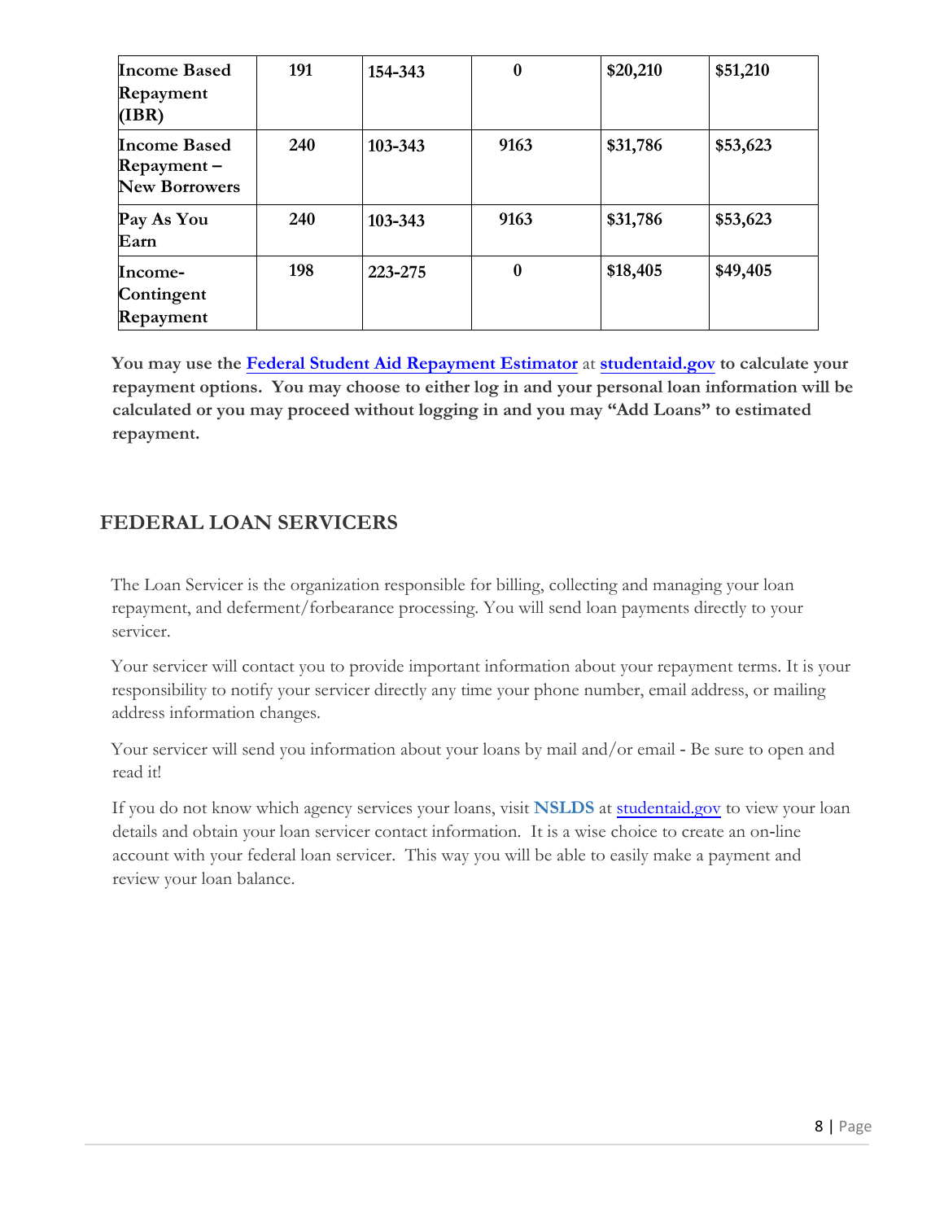| Income Based Repayment (IBR) | 191 | 154-343 | 0 | $20,210 | $51,210 |
|---|---|---|---|---|---|
| Income Based Repayment – New Borrowers | 240 | 103-343 | 9163 | $31,786 | $53,623 |
| Pay As You Earn | 240 | 103-343 | 9163 | $31,786 | $53,623 |
| Income-Contingent Repayment | 198 | 223-275 | 0 | $18,405 | $49,405 |

**You may use the Federal Student Aid Repayment Estimator at studentaid.gov to calculate your repayment options. You may choose to either log in and your personal loan information will be calculated or you may proceed without logging in and you may "Add Loans" to estimated repayment.**

## FEDERAL LOAN SERVICERS

The Loan Servicer is the organization responsible for billing, collecting and managing your loan repayment, and deferment/forbearance processing. You will send loan payments directly to your servicer.

Your servicer will contact you to provide important information about your repayment terms. It is your responsibility to notify your servicer directly any time your phone number, email address, or mailing address information changes.

Your servicer will send you information about your loans by mail and/or email - Be sure to open and read it!

If you do not know which agency services your loans, visit **NSLDS** at studentaid.gov to view your loan details and obtain your loan servicer contact information. It is a wise choice to create an on-line account with your federal loan servicer. This way you will be able to easily make a payment and review your loan balance.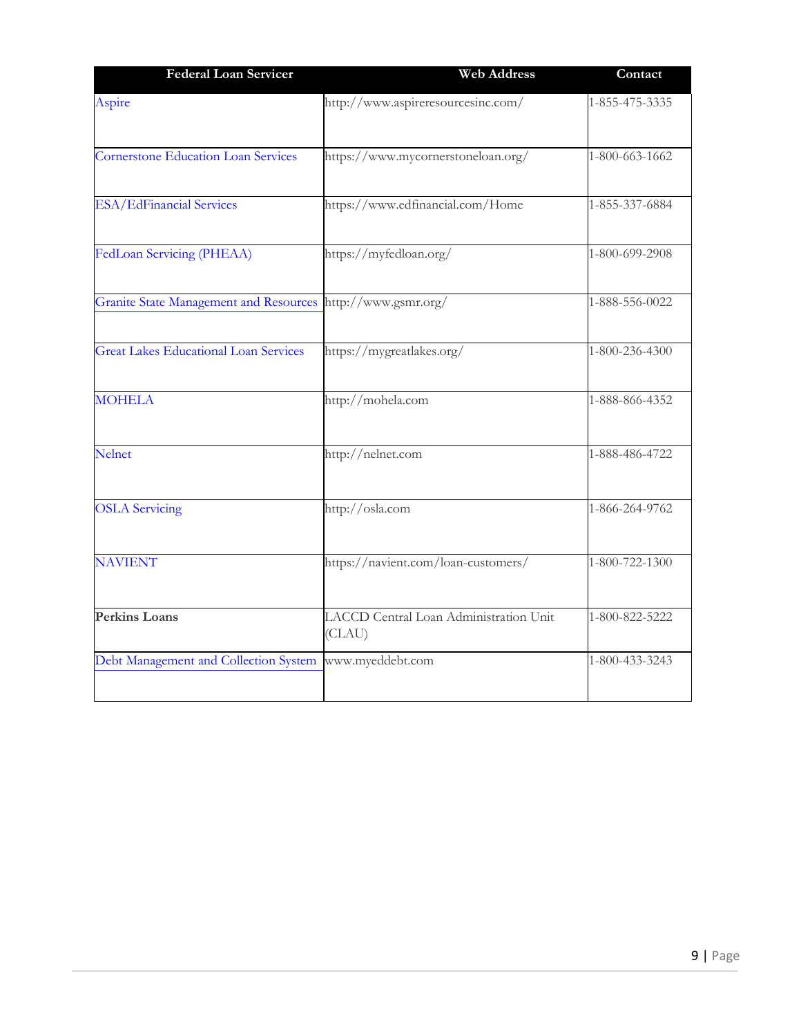| Federal Loan Servicer | Web Address | Contact |
|---|---|---|
| Aspire | http://www.aspireresourcesinc.com/ | 1-855-475-3335 |
| Cornerstone Education Loan Services | https://www.mycornerstoneloan.org/ | 1-800-663-1662 |
| ESA/EdFinancial Services | https://www.edfinancial.com/Home | 1-855-337-6884 |
| FedLoan Servicing (PHEAA) | https://myfedloan.org/ | 1-800-699-2908 |
| Granite State Management and Resources | http://www.gsmr.org/ | 1-888-556-0022 |
| Great Lakes Educational Loan Services | https://mygreatlakes.org/ | 1-800-236-4300 |
| MOHELA | http://mohela.com | 1-888-866-4352 |
| Nelnet | http://nelnet.com | 1-888-486-4722 |
| OSLA Servicing | http://osla.com | 1-866-264-9762 |
| NAVIENT | https://navient.com/loan-customers/ | 1-800-722-1300 |
| **Perkins Loans** | LACCD Central Loan Administration Unit (CLAU) | 1-800-822-5222 |
| Debt Management and Collection System | www.myeddebt.com | 1-800-433-3243 |